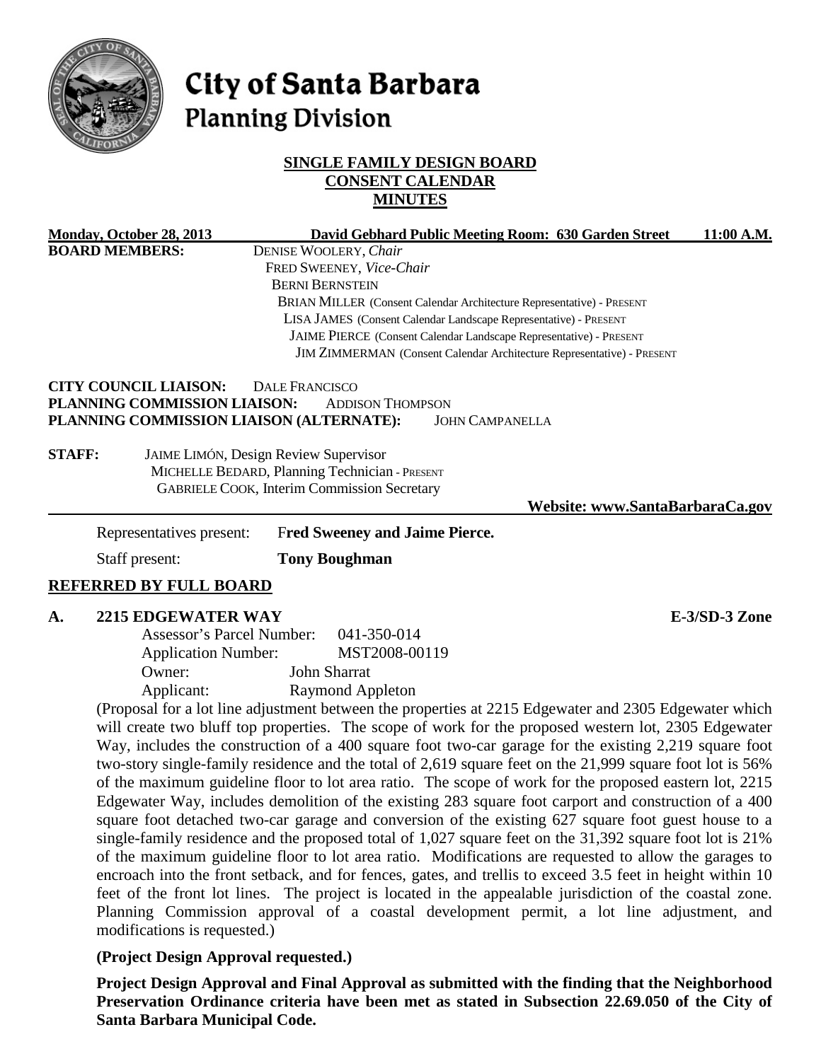# City of Santa Barbara
## Planning Division

**SINGLE FAMILY DESIGN BOARD**
**CONSENT CALENDAR**
**MINUTES**

**Monday, October 28, 2013** **David Gebhard Public Meeting Room: 630 Garden Street** **11:00 A.M.**

**BOARD MEMBERS:**
DENISE WOOLERY, *Chair*
FRED SWEENEY, *Vice-Chair*
BERNI BERNSTEIN
BRIAN MILLER (Consent Calendar Architecture Representative) - PRESENT
LISA JAMES (Consent Calendar Landscape Representative) - PRESENT
JAIME PIERCE (Consent Calendar Landscape Representative) - PRESENT
JIM ZIMMERMAN (Consent Calendar Architecture Representative) - PRESENT

**CITY COUNCIL LIAISON:** DALE FRANCISCO
**PLANNING COMMISSION LIAISON:** ADDISON THOMPSON
**PLANNING COMMISSION LIAISON (ALTERNATE):** JOHN CAMPANELLA

**STAFF:**
JAIME LIMÓN, Design Review Supervisor
MICHELLE BEDARD, Planning Technician - PRESENT
GABRIELE COOK, Interim Commission Secretary

**Website: www.SantaBarbaraCa.gov**

Representatives present: **Fred Sweeney and Jaime Pierce.**

Staff present: **Tony Boughman**

## REFERRED BY FULL BOARD

### A. 2215 EDGEWATER WAY — E-3/SD-3 Zone

Assessor's Parcel Number: 041-350-014
Application Number: MST2008-00119
Owner: John Sharrat
Applicant: Raymond Appleton

(Proposal for a lot line adjustment between the properties at 2215 Edgewater and 2305 Edgewater which will create two bluff top properties. The scope of work for the proposed western lot, 2305 Edgewater Way, includes the construction of a 400 square foot two-car garage for the existing 2,219 square foot two-story single-family residence and the total of 2,619 square feet on the 21,999 square foot lot is 56% of the maximum guideline floor to lot area ratio. The scope of work for the proposed eastern lot, 2215 Edgewater Way, includes demolition of the existing 283 square foot carport and construction of a 400 square foot detached two-car garage and conversion of the existing 627 square foot guest house to a single-family residence and the proposed total of 1,027 square feet on the 31,392 square foot lot is 21% of the maximum guideline floor to lot area ratio. Modifications are requested to allow the garages to encroach into the front setback, and for fences, gates, and trellis to exceed 3.5 feet in height within 10 feet of the front lot lines. The project is located in the appealable jurisdiction of the coastal zone. Planning Commission approval of a coastal development permit, a lot line adjustment, and modifications is requested.)

**(Project Design Approval requested.)**

**Project Design Approval and Final Approval as submitted with the finding that the Neighborhood Preservation Ordinance criteria have been met as stated in Subsection 22.69.050 of the City of Santa Barbara Municipal Code.**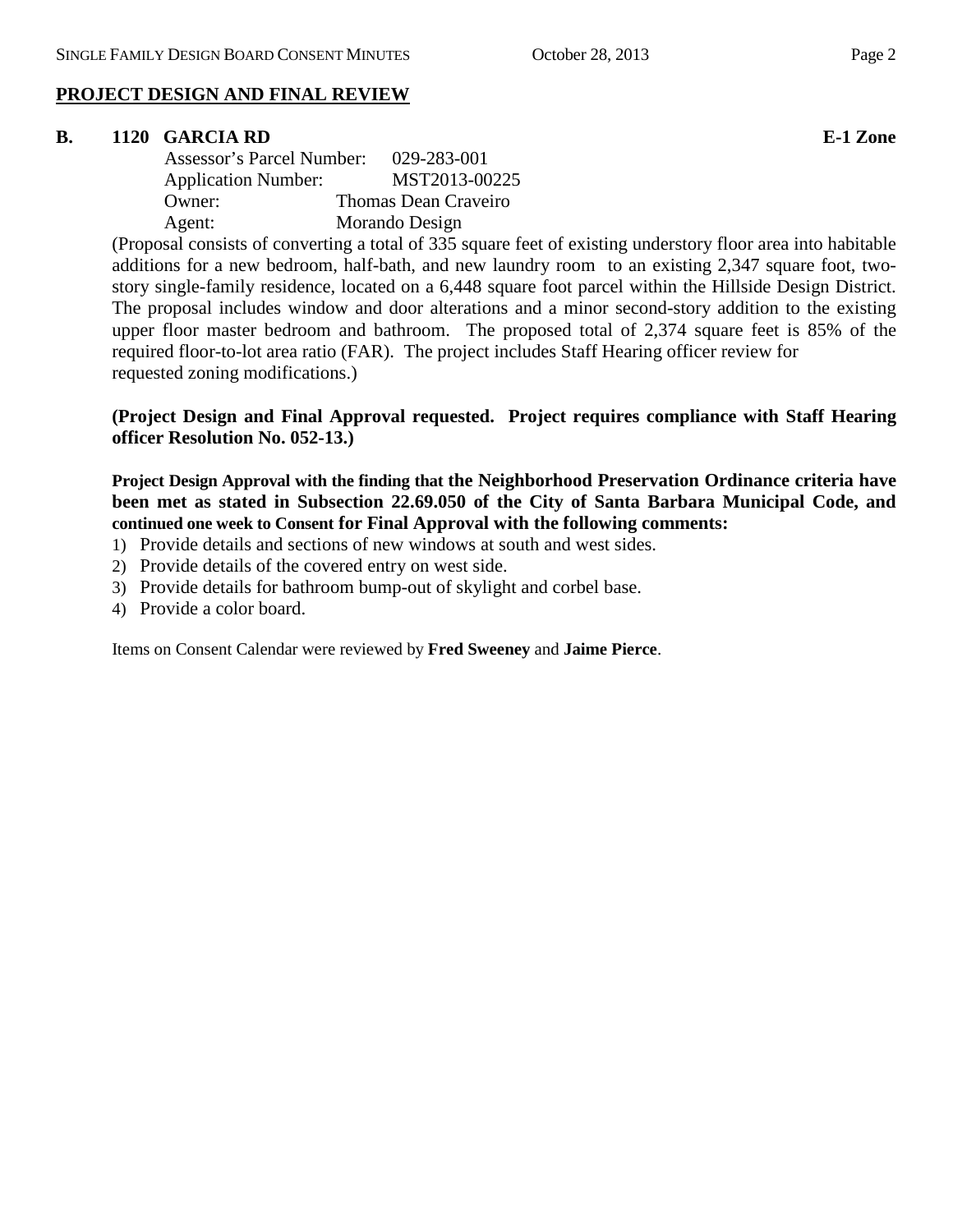## PROJECT DESIGN AND FINAL REVIEW

**B. 1120 GARCIA RD** **E-1 Zone**

Assessor's Parcel Number: 029-283-001
Application Number: MST2013-00225
Owner: Thomas Dean Craveiro
Agent: Morando Design

(Proposal consists of converting a total of 335 square feet of existing understory floor area into habitable additions for a new bedroom, half-bath, and new laundry room to an existing 2,347 square foot, two-story single-family residence, located on a 6,448 square foot parcel within the Hillside Design District. The proposal includes window and door alterations and a minor second-story addition to the existing upper floor master bedroom and bathroom. The proposed total of 2,374 square feet is 85% of the required floor-to-lot area ratio (FAR). The project includes Staff Hearing officer review for requested zoning modifications.)

**(Project Design and Final Approval requested. Project requires compliance with Staff Hearing officer Resolution No. 052-13.)**

**Project Design Approval with the finding that the Neighborhood Preservation Ordinance criteria have been met as stated in Subsection 22.69.050 of the City of Santa Barbara Municipal Code, and continued one week to Consent for Final Approval with the following comments:**

1) Provide details and sections of new windows at south and west sides.
2) Provide details of the covered entry on west side.
3) Provide details for bathroom bump-out of skylight and corbel base.
4) Provide a color board.

Items on Consent Calendar were reviewed by **Fred Sweeney** and **Jaime Pierce**.